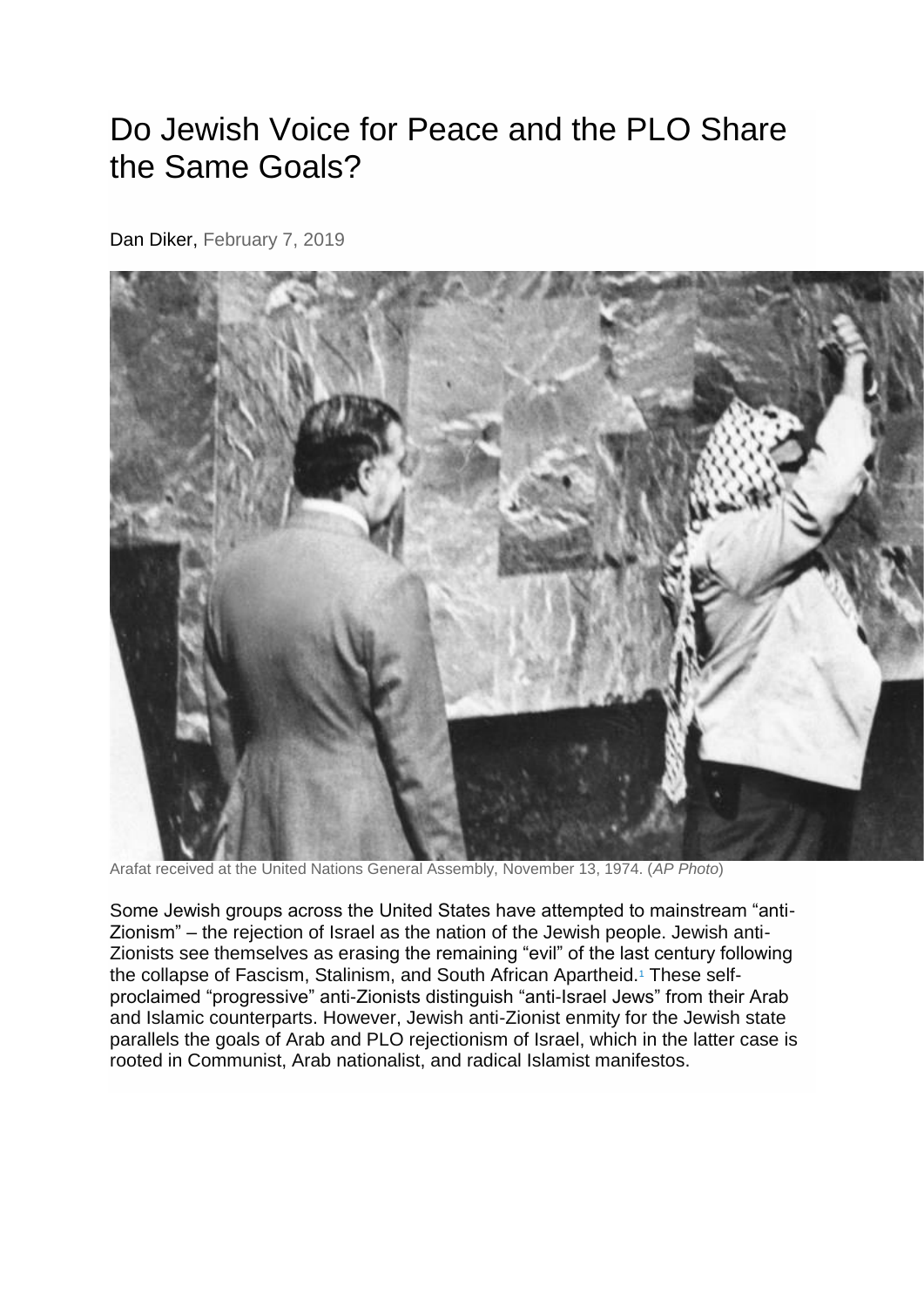# Do Jewish Voice for Peace and the PLO Share the Same Goals?

Dan Diker, February 7, 2019

Arafat received at the United Nations General Assembly, November 13, 1974. (*AP Photo*)

Some Jewish groups across the United States have attempted to mainstream "anti-Zionism" – the rejection of Israel as the nation of the Jewish people. Jewish anti-Zionists see themselves as erasing the remaining "evil" of the last century following the collapse of Fascism, Stalinism, and South African Apartheid.[1] These self-proclaimed "progressive" anti-Zionists distinguish "anti-Israel Jews" from their Arab and Islamic counterparts. However, Jewish anti-Zionist enmity for the Jewish state parallels the goals of Arab and PLO rejectionism of Israel, which in the latter case is rooted in Communist, Arab nationalist, and radical Islamist manifestos.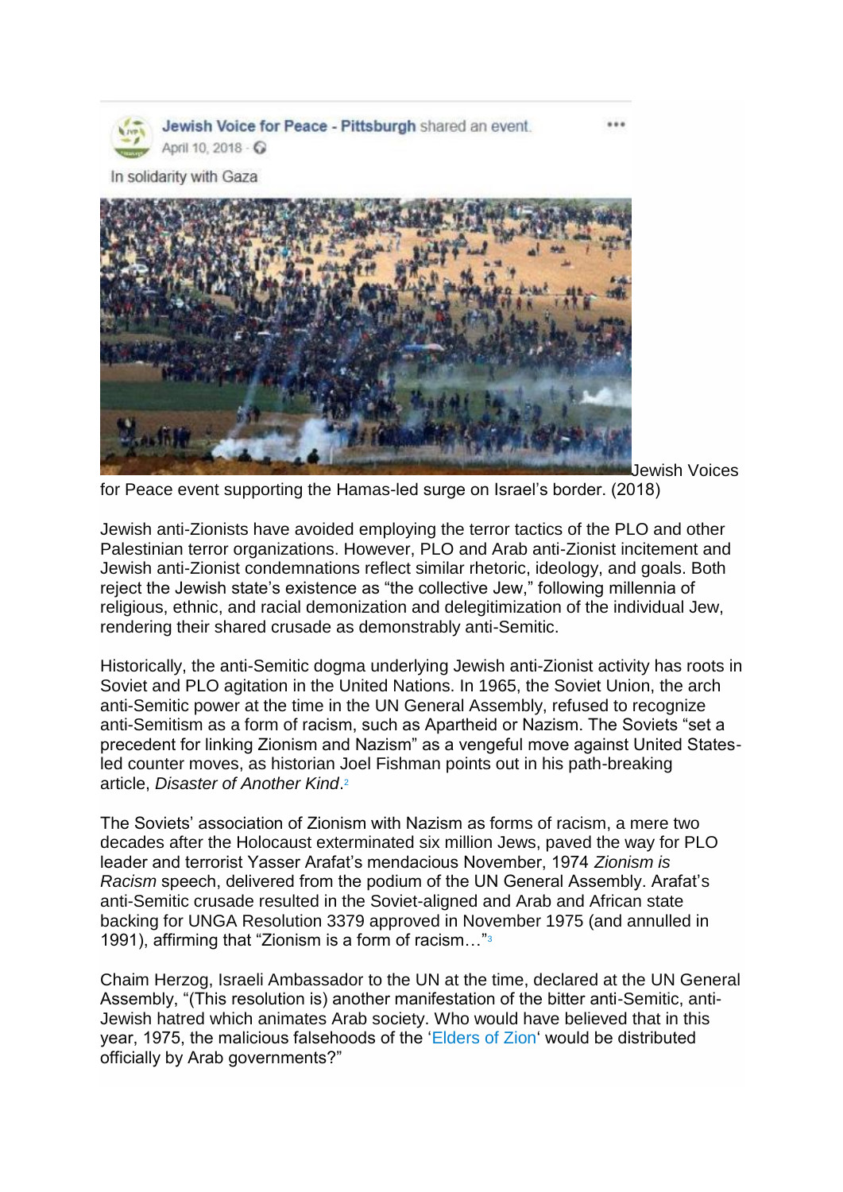Jewish Voice for Peace - Pittsburgh shared an event.
April 10, 2018

In solidarity with Gaza

Jewish Voices for Peace event supporting the Hamas-led surge on Israel's border. (2018)

Jewish anti-Zionists have avoided employing the terror tactics of the PLO and other Palestinian terror organizations. However, PLO and Arab anti-Zionist incitement and Jewish anti-Zionist condemnations reflect similar rhetoric, ideology, and goals. Both reject the Jewish state's existence as "the collective Jew," following millennia of religious, ethnic, and racial demonization and delegitimization of the individual Jew, rendering their shared crusade as demonstrably anti-Semitic.

Historically, the anti-Semitic dogma underlying Jewish anti-Zionist activity has roots in Soviet and PLO agitation in the United Nations. In 1965, the Soviet Union, the arch anti-Semitic power at the time in the UN General Assembly, refused to recognize anti-Semitism as a form of racism, such as Apartheid or Nazism. The Soviets "set a precedent for linking Zionism and Nazism" as a vengeful move against United States-led counter moves, as historian Joel Fishman points out in his path-breaking article, *Disaster of Another Kind*.[2]

The Soviets' association of Zionism with Nazism as forms of racism, a mere two decades after the Holocaust exterminated six million Jews, paved the way for PLO leader and terrorist Yasser Arafat's mendacious November, 1974 *Zionism is Racism* speech, delivered from the podium of the UN General Assembly. Arafat's anti-Semitic crusade resulted in the Soviet-aligned and Arab and African state backing for UNGA Resolution 3379 approved in November 1975 (and annulled in 1991), affirming that "Zionism is a form of racism…"[3]

Chaim Herzog, Israeli Ambassador to the UN at the time, declared at the UN General Assembly, "(This resolution is) another manifestation of the bitter anti-Semitic, anti-Jewish hatred which animates Arab society. Who would have believed that in this year, 1975, the malicious falsehoods of the 'Elders of Zion' would be distributed officially by Arab governments?"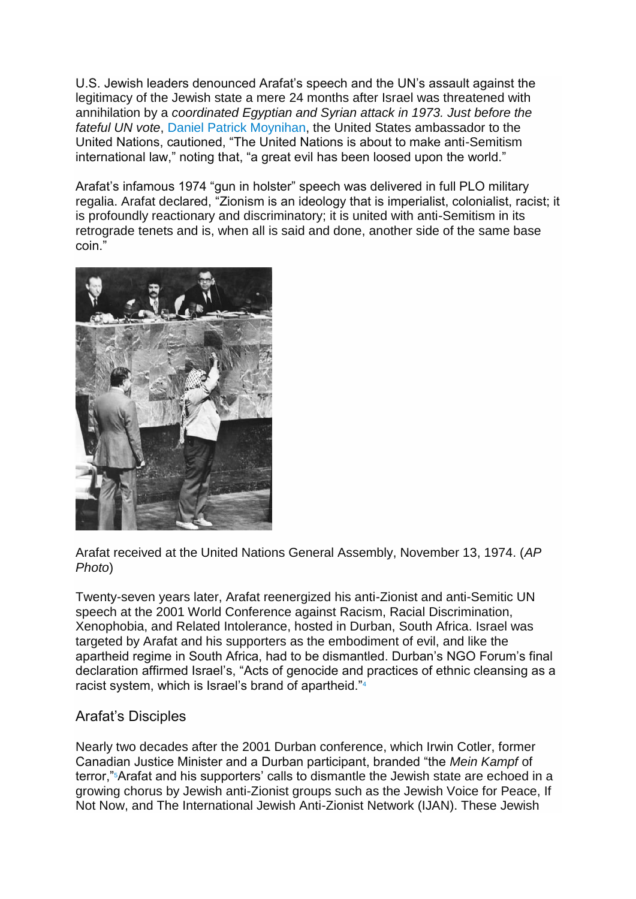U.S. Jewish leaders denounced Arafat's speech and the UN's assault against the legitimacy of the Jewish state a mere 24 months after Israel was threatened with annihilation by a *coordinated Egyptian and Syrian attack in 1973. Just before the fateful UN vote*, Daniel Patrick Moynihan, the United States ambassador to the United Nations, cautioned, "The United Nations is about to make anti-Semitism international law," noting that, "a great evil has been loosed upon the world."

Arafat's infamous 1974 "gun in holster" speech was delivered in full PLO military regalia. Arafat declared, "Zionism is an ideology that is imperialist, colonialist, racist; it is profoundly reactionary and discriminatory; it is united with anti-Semitism in its retrograde tenets and is, when all is said and done, another side of the same base coin."

Arafat received at the United Nations General Assembly, November 13, 1974. (*AP Photo*)

Twenty-seven years later, Arafat reenergized his anti-Zionist and anti-Semitic UN speech at the 2001 World Conference against Racism, Racial Discrimination, Xenophobia, and Related Intolerance, hosted in Durban, South Africa. Israel was targeted by Arafat and his supporters as the embodiment of evil, and like the apartheid regime in South Africa, had to be dismantled. Durban's NGO Forum's final declaration affirmed Israel's, "Acts of genocide and practices of ethnic cleansing as a racist system, which is Israel's brand of apartheid."[4]

## Arafat's Disciples

Nearly two decades after the 2001 Durban conference, which Irwin Cotler, former Canadian Justice Minister and a Durban participant, branded "the *Mein Kampf* of terror,"[5] Arafat and his supporters' calls to dismantle the Jewish state are echoed in a growing chorus by Jewish anti-Zionist groups such as the Jewish Voice for Peace, If Not Now, and The International Jewish Anti-Zionist Network (IJAN). These Jewish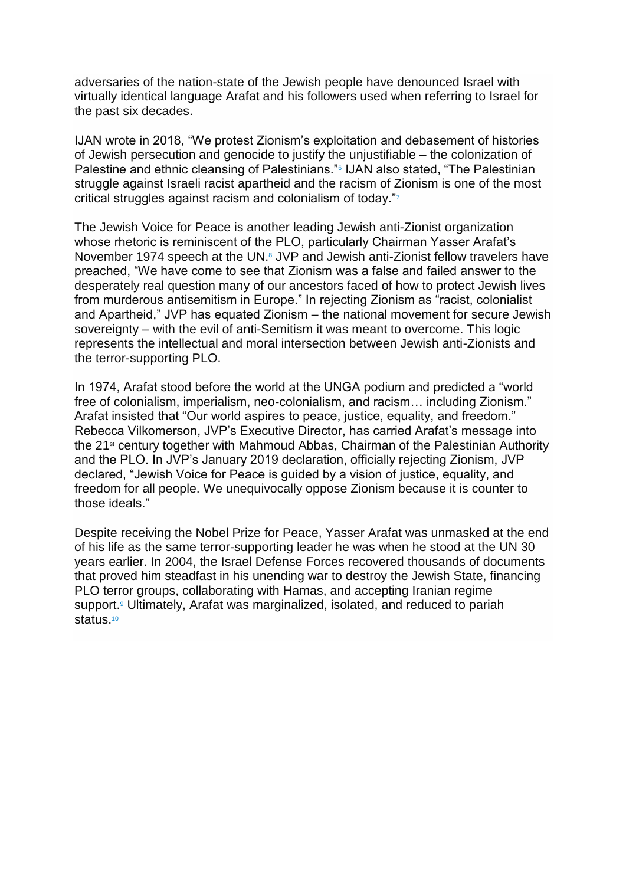adversaries of the nation-state of the Jewish people have denounced Israel with virtually identical language Arafat and his followers used when referring to Israel for the past six decades.

IJAN wrote in 2018, "We protest Zionism's exploitation and debasement of histories of Jewish persecution and genocide to justify the unjustifiable – the colonization of Palestine and ethnic cleansing of Palestinians."[6] IJAN also stated, "The Palestinian struggle against Israeli racist apartheid and the racism of Zionism is one of the most critical struggles against racism and colonialism of today."[7]

The Jewish Voice for Peace is another leading Jewish anti-Zionist organization whose rhetoric is reminiscent of the PLO, particularly Chairman Yasser Arafat's November 1974 speech at the UN.[8] JVP and Jewish anti-Zionist fellow travelers have preached, "We have come to see that Zionism was a false and failed answer to the desperately real question many of our ancestors faced of how to protect Jewish lives from murderous antisemitism in Europe." In rejecting Zionism as "racist, colonialist and Apartheid," JVP has equated Zionism – the national movement for secure Jewish sovereignty – with the evil of anti-Semitism it was meant to overcome. This logic represents the intellectual and moral intersection between Jewish anti-Zionists and the terror-supporting PLO.

In 1974, Arafat stood before the world at the UNGA podium and predicted a "world free of colonialism, imperialism, neo-colonialism, and racism… including Zionism." Arafat insisted that "Our world aspires to peace, justice, equality, and freedom." Rebecca Vilkomerson, JVP's Executive Director, has carried Arafat's message into the 21st century together with Mahmoud Abbas, Chairman of the Palestinian Authority and the PLO. In JVP's January 2019 declaration, officially rejecting Zionism, JVP declared, "Jewish Voice for Peace is guided by a vision of justice, equality, and freedom for all people. We unequivocally oppose Zionism because it is counter to those ideals."

Despite receiving the Nobel Prize for Peace, Yasser Arafat was unmasked at the end of his life as the same terror-supporting leader he was when he stood at the UN 30 years earlier. In 2004, the Israel Defense Forces recovered thousands of documents that proved him steadfast in his unending war to destroy the Jewish State, financing PLO terror groups, collaborating with Hamas, and accepting Iranian regime support.[9] Ultimately, Arafat was marginalized, isolated, and reduced to pariah status.[10]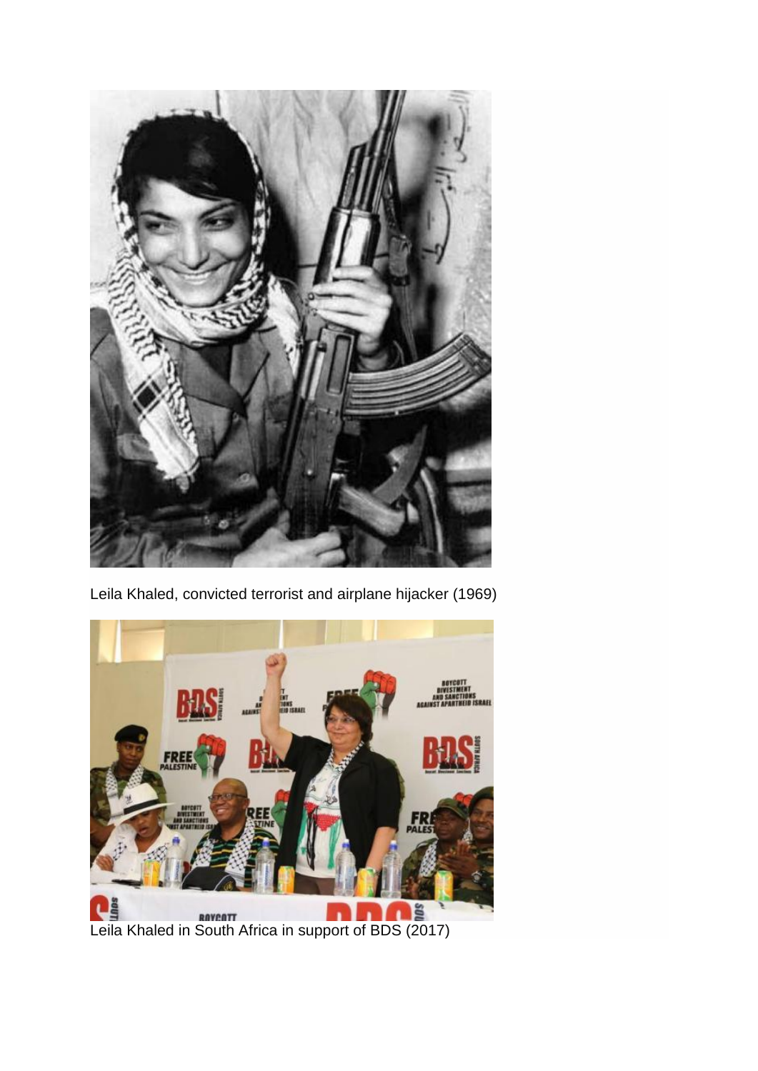Leila Khaled, convicted terrorist and airplane hijacker (1969)

Leila Khaled in South Africa in support of BDS (2017)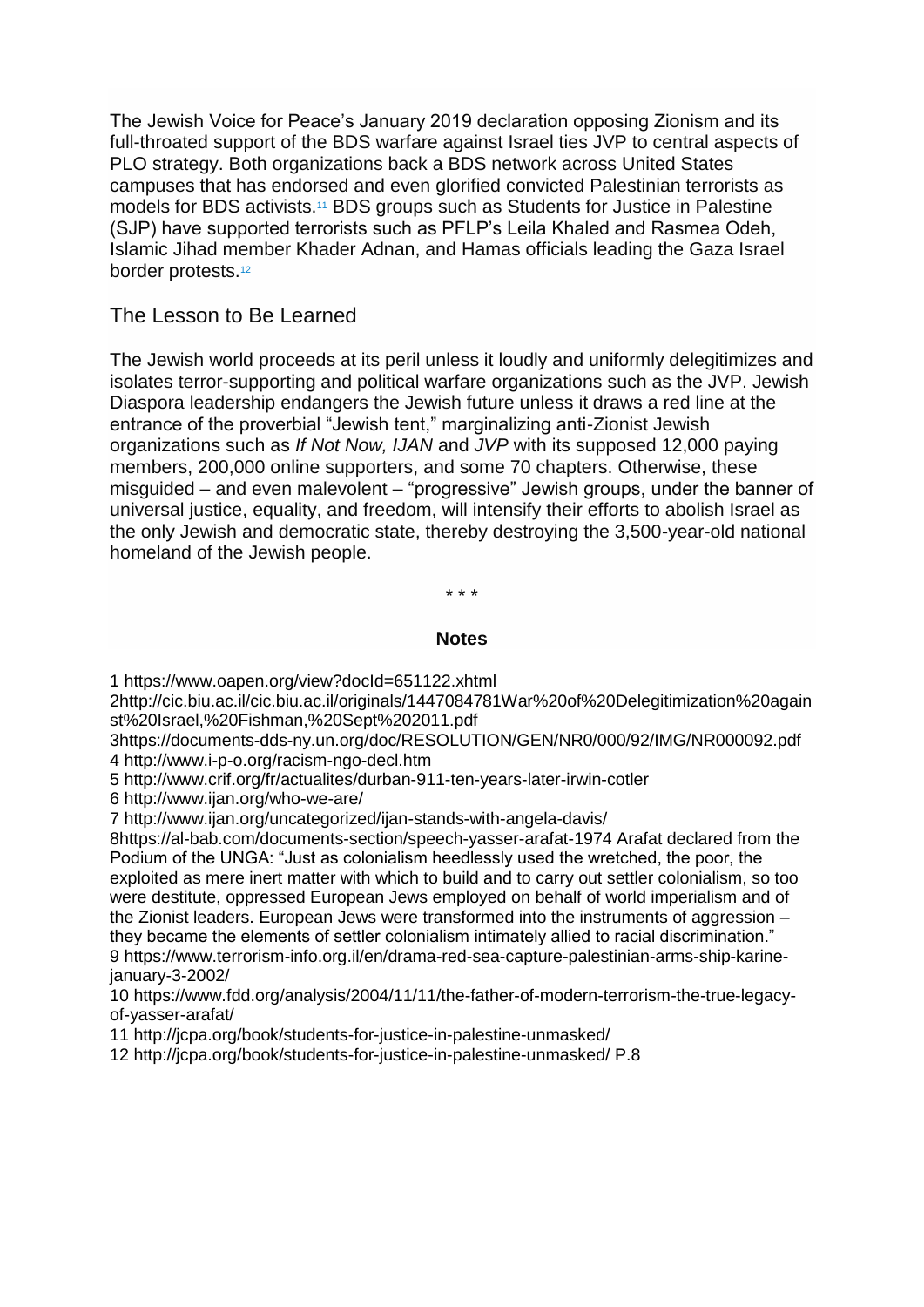The Jewish Voice for Peace's January 2019 declaration opposing Zionism and its full-throated support of the BDS warfare against Israel ties JVP to central aspects of PLO strategy. Both organizations back a BDS network across United States campuses that has endorsed and even glorified convicted Palestinian terrorists as models for BDS activists.[11] BDS groups such as Students for Justice in Palestine (SJP) have supported terrorists such as PFLP's Leila Khaled and Rasmea Odeh, Islamic Jihad member Khader Adnan, and Hamas officials leading the Gaza Israel border protests.[12]

## The Lesson to Be Learned

The Jewish world proceeds at its peril unless it loudly and uniformly delegitimizes and isolates terror-supporting and political warfare organizations such as the JVP. Jewish Diaspora leadership endangers the Jewish future unless it draws a red line at the entrance of the proverbial "Jewish tent," marginalizing anti-Zionist Jewish organizations such as *If Not Now, IJAN* and *JVP* with its supposed 12,000 paying members, 200,000 online supporters, and some 70 chapters. Otherwise, these misguided – and even malevolent – "progressive" Jewish groups, under the banner of universal justice, equality, and freedom, will intensify their efforts to abolish Israel as the only Jewish and democratic state, thereby destroying the 3,500-year-old national homeland of the Jewish people.

\* \* \*

**Notes**

1 https://www.oapen.org/view?docId=651122.xhtml

2http://cic.biu.ac.il/cic.biu.ac.il/originals/1447084781War%20of%20Delegitimization%20against%20Israel,%20Fishman,%20Sept%202011.pdf

3https://documents-dds-ny.un.org/doc/RESOLUTION/GEN/NR0/000/92/IMG/NR000092.pdf

4 http://www.i-p-o.org/racism-ngo-decl.htm

5 http://www.crif.org/fr/actualites/durban-911-ten-years-later-irwin-cotler

6 http://www.ijan.org/who-we-are/

7 http://www.ijan.org/uncategorized/ijan-stands-with-angela-davis/

8https://al-bab.com/documents-section/speech-yasser-arafat-1974 Arafat declared from the Podium of the UNGA: "Just as colonialism heedlessly used the wretched, the poor, the exploited as mere inert matter with which to build and to carry out settler colonialism, so too were destitute, oppressed European Jews employed on behalf of world imperialism and of the Zionist leaders. European Jews were transformed into the instruments of aggression – they became the elements of settler colonialism intimately allied to racial discrimination."

9 https://www.terrorism-info.org.il/en/drama-red-sea-capture-palestinian-arms-ship-karine-january-3-2002/

10 https://www.fdd.org/analysis/2004/11/11/the-father-of-modern-terrorism-the-true-legacy-of-yasser-arafat/

11 http://jcpa.org/book/students-for-justice-in-palestine-unmasked/

12 http://jcpa.org/book/students-for-justice-in-palestine-unmasked/ P.8